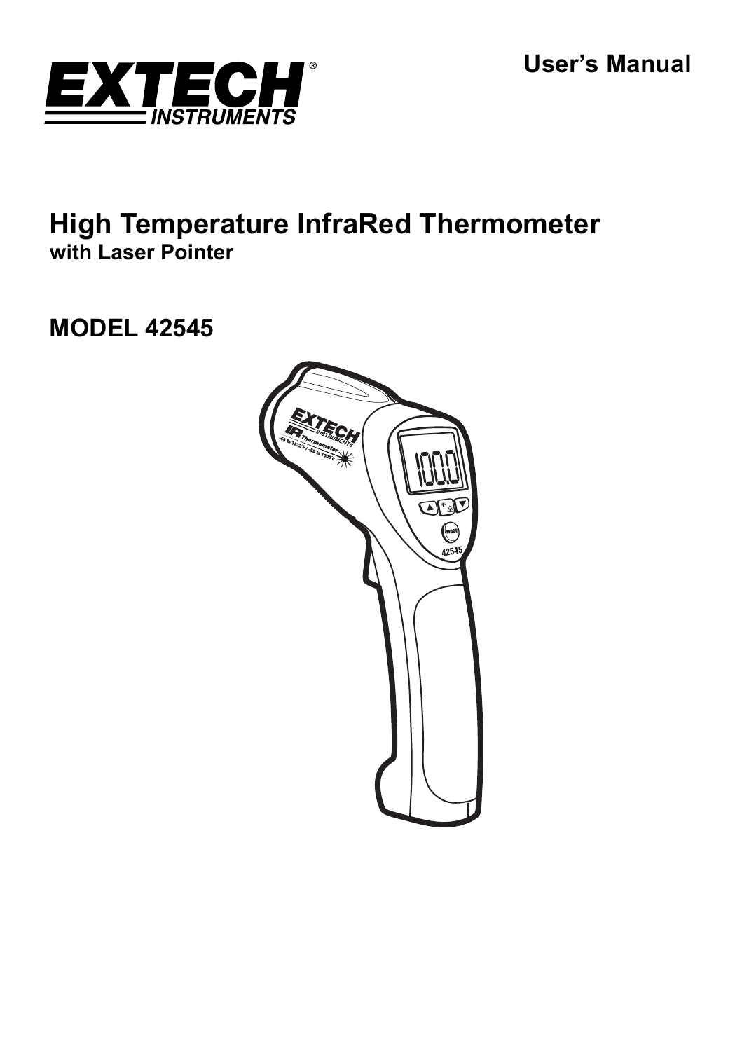EXTECH INSTRUMENTS

User's Manual

# High Temperature InfraRed Thermometer

## with Laser Pointer

## MODEL 42545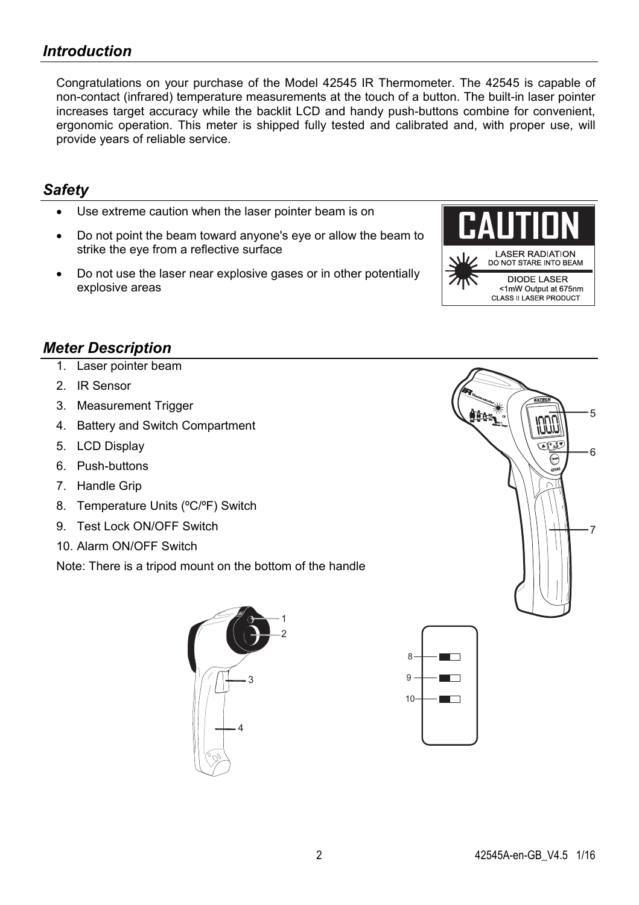## *Introduction*

Congratulations on your purchase of the Model 42545 IR Thermometer. The 42545 is capable of non-contact (infrared) temperature measurements at the touch of a button. The built-in laser pointer increases target accuracy while the backlit LCD and handy push-buttons combine for convenient, ergonomic operation. This meter is shipped fully tested and calibrated and, with proper use, will provide years of reliable service.

## *Safety*

- Use extreme caution when the laser pointer beam is on
- Do not point the beam toward anyone's eye or allow the beam to strike the eye from a reflective surface
- Do not use the laser near explosive gases or in other potentially explosive areas

CAUTION
LASER RADIATION
DO NOT STARE INTO BEAM
DIODE LASER
<1mW Output at 675nm
CLASS II LASER PRODUCT

## *Meter Description*

1. Laser pointer beam
2. IR Sensor
3. Measurement Trigger
4. Battery and Switch Compartment
5. LCD Display
6. Push-buttons
7. Handle Grip
8. Temperature Units (ºC/ºF) Switch
9. Test Lock ON/OFF Switch
10. Alarm ON/OFF Switch

Note: There is a tripod mount on the bottom of the handle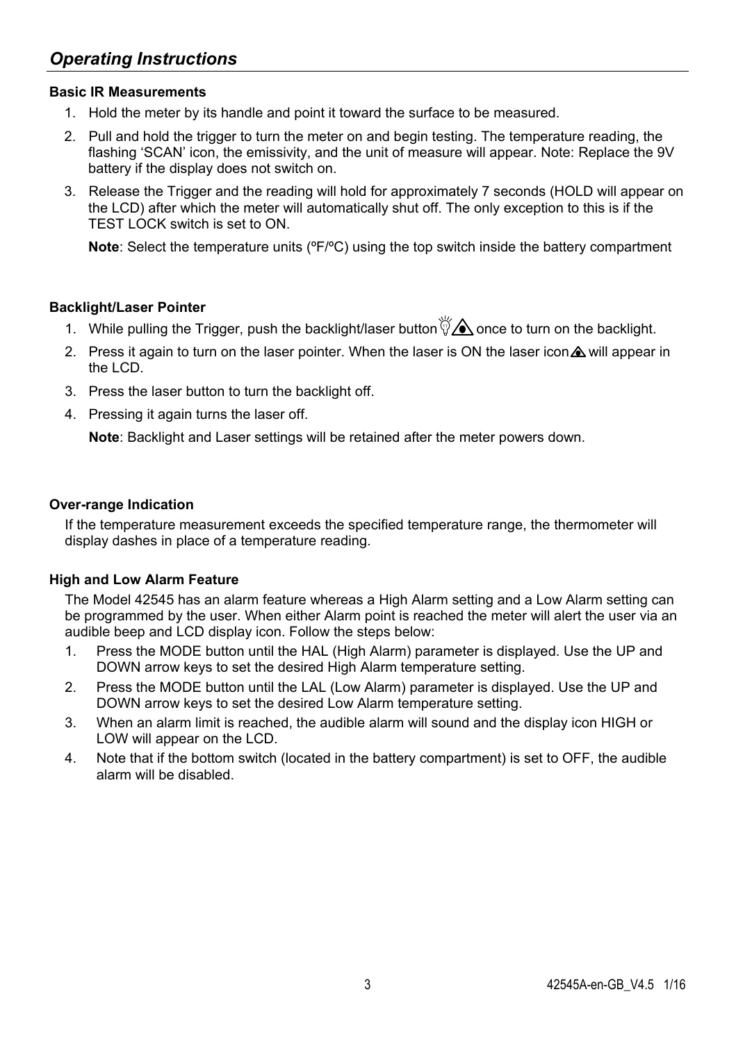## *Operating Instructions*

**Basic IR Measurements**

1. Hold the meter by its handle and point it toward the surface to be measured.
2. Pull and hold the trigger to turn the meter on and begin testing. The temperature reading, the flashing 'SCAN' icon, the emissivity, and the unit of measure will appear. Note: Replace the 9V battery if the display does not switch on.
3. Release the Trigger and the reading will hold for approximately 7 seconds (HOLD will appear on the LCD) after which the meter will automatically shut off. The only exception to this is if the TEST LOCK switch is set to ON.

   **Note**: Select the temperature units (ºF/ºC) using the top switch inside the battery compartment

**Backlight/Laser Pointer**

1. While pulling the Trigger, push the backlight/laser button once to turn on the backlight.
2. Press it again to turn on the laser pointer. When the laser is ON the laser icon will appear in the LCD.
3. Press the laser button to turn the backlight off.
4. Pressing it again turns the laser off.

   **Note**: Backlight and Laser settings will be retained after the meter powers down.

**Over-range Indication**

If the temperature measurement exceeds the specified temperature range, the thermometer will display dashes in place of a temperature reading.

**High and Low Alarm Feature**

The Model 42545 has an alarm feature whereas a High Alarm setting and a Low Alarm setting can be programmed by the user. When either Alarm point is reached the meter will alert the user via an audible beep and LCD display icon. Follow the steps below:

1. Press the MODE button until the HAL (High Alarm) parameter is displayed. Use the UP and DOWN arrow keys to set the desired High Alarm temperature setting.
2. Press the MODE button until the LAL (Low Alarm) parameter is displayed. Use the UP and DOWN arrow keys to set the desired Low Alarm temperature setting.
3. When an alarm limit is reached, the audible alarm will sound and the display icon HIGH or LOW will appear on the LCD.
4. Note that if the bottom switch (located in the battery compartment) is set to OFF, the audible alarm will be disabled.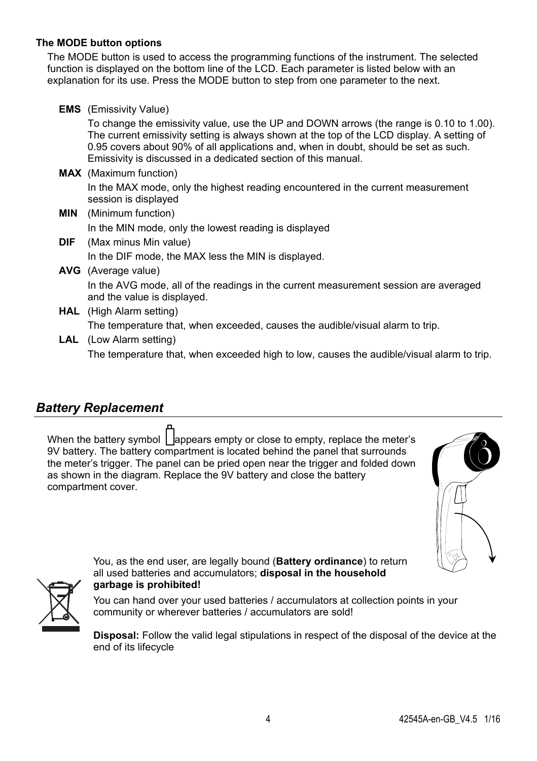**The MODE button options**

The MODE button is used to access the programming functions of the instrument. The selected function is displayed on the bottom line of the LCD. Each parameter is listed below with an explanation for its use. Press the MODE button to step from one parameter to the next.

**EMS** (Emissivity Value)

To change the emissivity value, use the UP and DOWN arrows (the range is 0.10 to 1.00). The current emissivity setting is always shown at the top of the LCD display. A setting of 0.95 covers about 90% of all applications and, when in doubt, should be set as such. Emissivity is discussed in a dedicated section of this manual.

**MAX** (Maximum function)

In the MAX mode, only the highest reading encountered in the current measurement session is displayed

**MIN** (Minimum function)

In the MIN mode, only the lowest reading is displayed

**DIF** (Max minus Min value)

In the DIF mode, the MAX less the MIN is displayed.

**AVG** (Average value)

In the AVG mode, all of the readings in the current measurement session are averaged and the value is displayed.

**HAL** (High Alarm setting)

The temperature that, when exceeded, causes the audible/visual alarm to trip.

**LAL** (Low Alarm setting)

The temperature that, when exceeded high to low, causes the audible/visual alarm to trip.

## *Battery Replacement*

When the battery symbol appears empty or close to empty, replace the meter's 9V battery. The battery compartment is located behind the panel that surrounds the meter's trigger. The panel can be pried open near the trigger and folded down as shown in the diagram. Replace the 9V battery and close the battery compartment cover.

You, as the end user, are legally bound (**Battery ordinance**) to return all used batteries and accumulators; **disposal in the household garbage is prohibited!**

You can hand over your used batteries / accumulators at collection points in your community or wherever batteries / accumulators are sold!

**Disposal:** Follow the valid legal stipulations in respect of the disposal of the device at the end of its lifecycle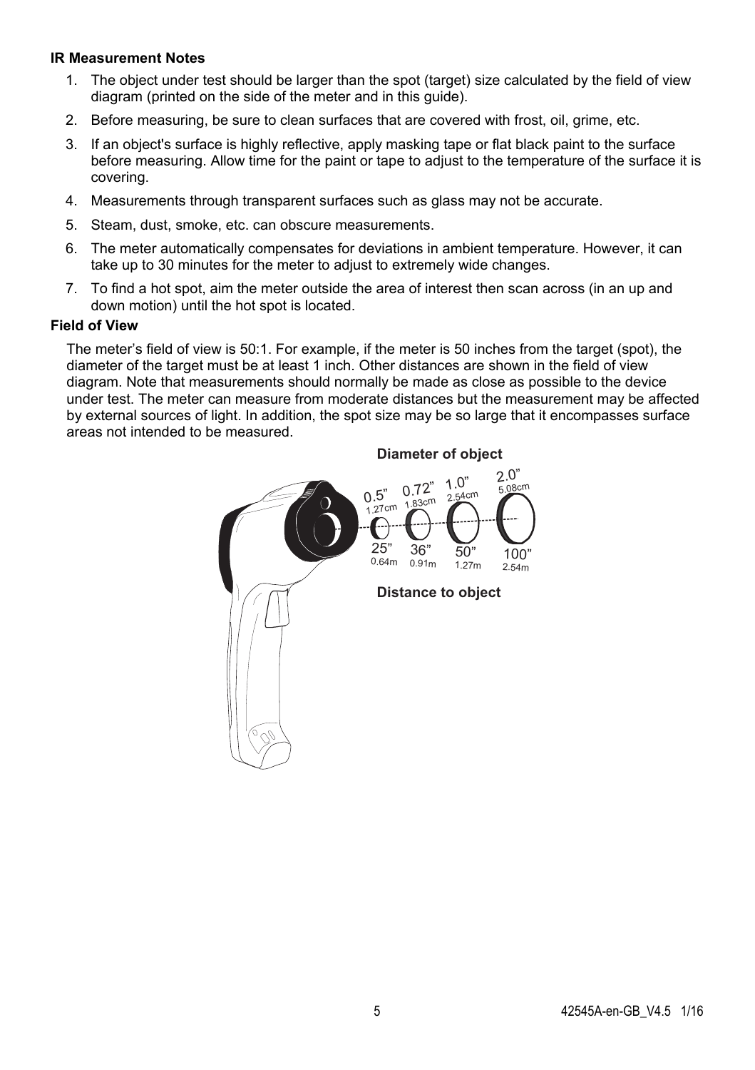**IR Measurement Notes**

1. The object under test should be larger than the spot (target) size calculated by the field of view diagram (printed on the side of the meter and in this guide).
2. Before measuring, be sure to clean surfaces that are covered with frost, oil, grime, etc.
3. If an object's surface is highly reflective, apply masking tape or flat black paint to the surface before measuring. Allow time for the paint or tape to adjust to the temperature of the surface it is covering.
4. Measurements through transparent surfaces such as glass may not be accurate.
5. Steam, dust, smoke, etc. can obscure measurements.
6. The meter automatically compensates for deviations in ambient temperature. However, it can take up to 30 minutes for the meter to adjust to extremely wide changes.
7. To find a hot spot, aim the meter outside the area of interest then scan across (in an up and down motion) until the hot spot is located.

**Field of View**

The meter's field of view is 50:1. For example, if the meter is 50 inches from the target (spot), the diameter of the target must be at least 1 inch. Other distances are shown in the field of view diagram. Note that measurements should normally be made as close as possible to the device under test. The meter can measure from moderate distances but the measurement may be affected by external sources of light. In addition, the spot size may be so large that it encompasses surface areas not intended to be measured.

| Diameter of object | 0.5" (1.27cm) | 0.72" (1.83cm) | 1.0" (2.54cm) | 2.0" (5.08cm) |
|---|---|---|---|---|
| Distance to object | 25" (0.64m) | 36" (0.91m) | 50" (1.27m) | 100" (2.54m) |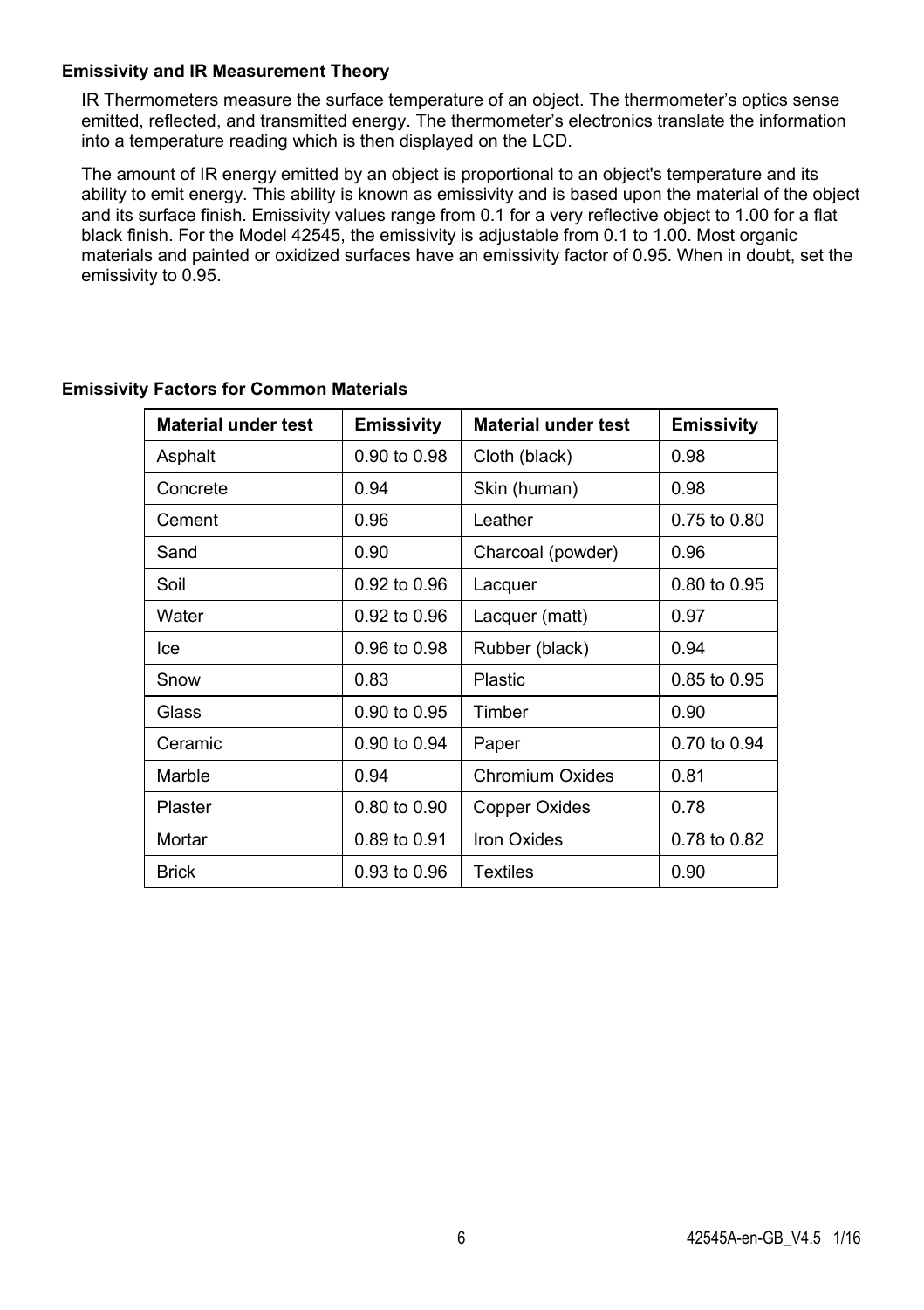### Emissivity and IR Measurement Theory

IR Thermometers measure the surface temperature of an object. The thermometer's optics sense emitted, reflected, and transmitted energy. The thermometer's electronics translate the information into a temperature reading which is then displayed on the LCD.

The amount of IR energy emitted by an object is proportional to an object's temperature and its ability to emit energy. This ability is known as emissivity and is based upon the material of the object and its surface finish. Emissivity values range from 0.1 for a very reflective object to 1.00 for a flat black finish. For the Model 42545, the emissivity is adjustable from 0.1 to 1.00. Most organic materials and painted or oxidized surfaces have an emissivity factor of 0.95. When in doubt, set the emissivity to 0.95.

### Emissivity Factors for Common Materials

| Material under test | Emissivity | Material under test | Emissivity |
|---|---|---|---|
| Asphalt | 0.90 to 0.98 | Cloth (black) | 0.98 |
| Concrete | 0.94 | Skin (human) | 0.98 |
| Cement | 0.96 | Leather | 0.75 to 0.80 |
| Sand | 0.90 | Charcoal (powder) | 0.96 |
| Soil | 0.92 to 0.96 | Lacquer | 0.80 to 0.95 |
| Water | 0.92 to 0.96 | Lacquer (matt) | 0.97 |
| Ice | 0.96 to 0.98 | Rubber (black) | 0.94 |
| Snow | 0.83 | Plastic | 0.85 to 0.95 |
| Glass | 0.90 to 0.95 | Timber | 0.90 |
| Ceramic | 0.90 to 0.94 | Paper | 0.70 to 0.94 |
| Marble | 0.94 | Chromium Oxides | 0.81 |
| Plaster | 0.80 to 0.90 | Copper Oxides | 0.78 |
| Mortar | 0.89 to 0.91 | Iron Oxides | 0.78 to 0.82 |
| Brick | 0.93 to 0.96 | Textiles | 0.90 |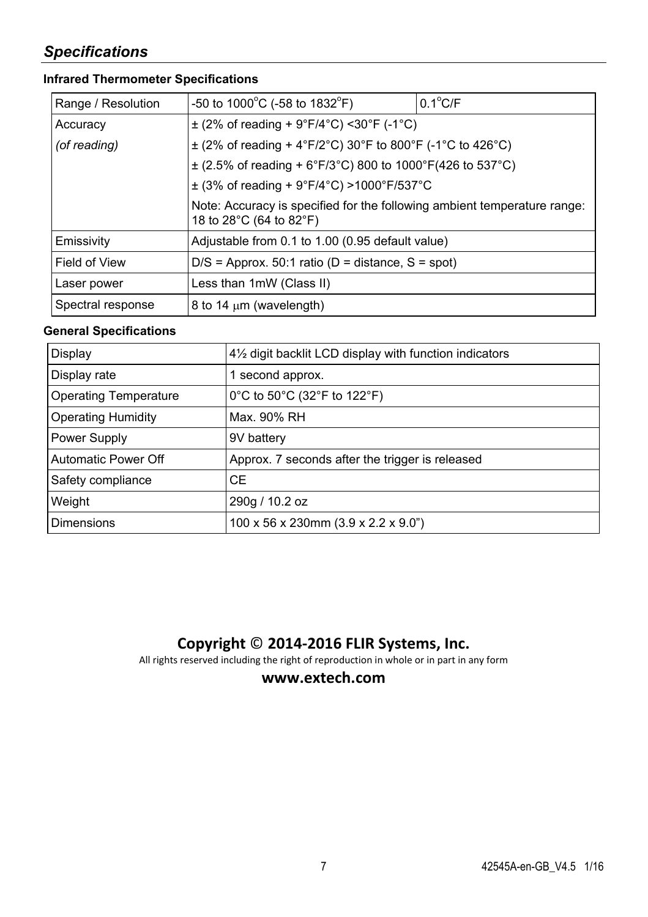## *Specifications*

**Infrared Thermometer Specifications**

| | | |
|---|---|---|
| Range / Resolution | -50 to 1000°C (-58 to 1832°F) | 0.1°C/F |
| Accuracy | ± (2% of reading + 9°F/4°C) <30°F (-1°C) | |
| *(of reading)* | ± (2% of reading + 4°F/2°C) 30°F to 800°F (-1°C to 426°C) | |
| | ± (2.5% of reading + 6°F/3°C) 800 to 1000°F(426 to 537°C) | |
| | ± (3% of reading + 9°F/4°C) >1000°F/537°C | |
| | Note: Accuracy is specified for the following ambient temperature range: 18 to 28°C (64 to 82°F) | |
| Emissivity | Adjustable from 0.1 to 1.00 (0.95 default value) | |
| Field of View | D/S = Approx. 50:1 ratio (D = distance, S = spot) | |
| Laser power | Less than 1mW (Class II) | |
| Spectral response | 8 to 14 μm (wavelength) | |

**General Specifications**

| | |
|---|---|
| Display | 4½ digit backlit LCD display with function indicators |
| Display rate | 1 second approx. |
| Operating Temperature | 0°C to 50°C (32°F to 122°F) |
| Operating Humidity | Max. 90% RH |
| Power Supply | 9V battery |
| Automatic Power Off | Approx. 7 seconds after the trigger is released |
| Safety compliance | CE |
| Weight | 290g / 10.2 oz |
| Dimensions | 100 x 56 x 230mm (3.9 x 2.2 x 9.0") |

**Copyright © 2014-2016 FLIR Systems, Inc.**

All rights reserved including the right of reproduction in whole or in part in any form

**www.extech.com**

42545A-en-GB_V4.5 1/16